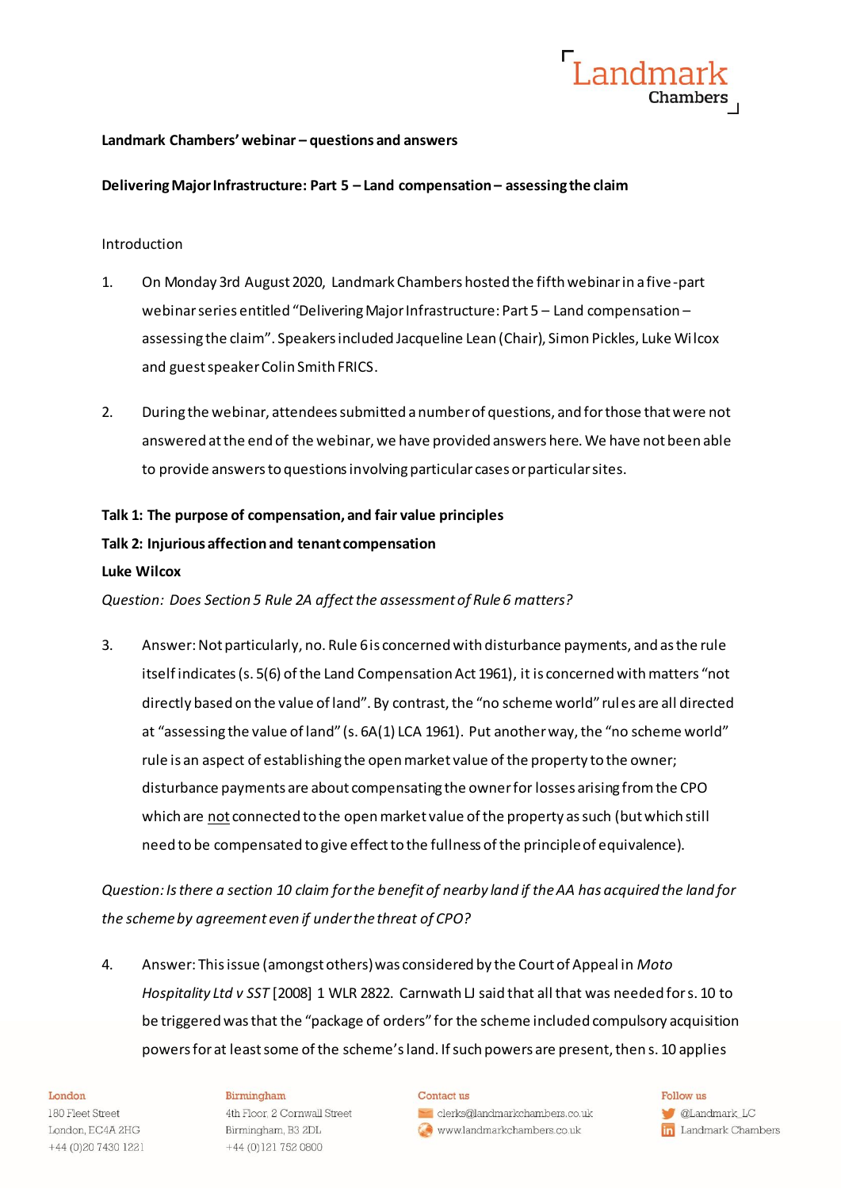**Landmark Chambers' webinar – questions and answers**

**Delivering Major Infrastructure: Part 5 – Land compensation – assessing the claim**

Introduction

1. On Monday 3rd August 2020, Landmark Chambers hosted the fifth webinar in a five-part webinar series entitled "Delivering Major Infrastructure: Part 5 – Land compensation – assessing the claim". Speakers included Jacqueline Lean (Chair), Simon Pickles, Luke Wilcox and guest speaker Colin Smith FRICS.

2. During the webinar, attendees submitted a number of questions, and for those that were not answered at the end of the webinar, we have provided answers here. We have not been able to provide answers to questions involving particular cases or particular sites.

**Talk 1: The purpose of compensation, and fair value principles**

**Talk 2: Injurious affection and tenant compensation**

**Luke Wilcox**

*Question: Does Section 5 Rule 2A affect the assessment of Rule 6 matters?*

3. Answer: Not particularly, no. Rule 6 is concerned with disturbance payments, and as the rule itself indicates (s. 5(6) of the Land Compensation Act 1961), it is concerned with matters "not directly based on the value of land". By contrast, the "no scheme world" rules are all directed at "assessing the value of land" (s. 6A(1) LCA 1961). Put another way, the "no scheme world" rule is an aspect of establishing the open market value of the property to the owner; disturbance payments are about compensating the owner for losses arising from the CPO which are not connected to the open market value of the property as such (but which still need to be compensated to give effect to the fullness of the principle of equivalence).

*Question: Is there a section 10 claim for the benefit of nearby land if the AA has acquired the land for the scheme by agreement even if under the threat of CPO?*

4. Answer: This issue (amongst others) was considered by the Court of Appeal in *Moto Hospitality Ltd v SST* [2008] 1 WLR 2822. Carnwath LJ said that all that was needed for s. 10 to be triggered was that the "package of orders" for the scheme included compulsory acquisition powers for at least some of the scheme's land. If such powers are present, then s. 10 applies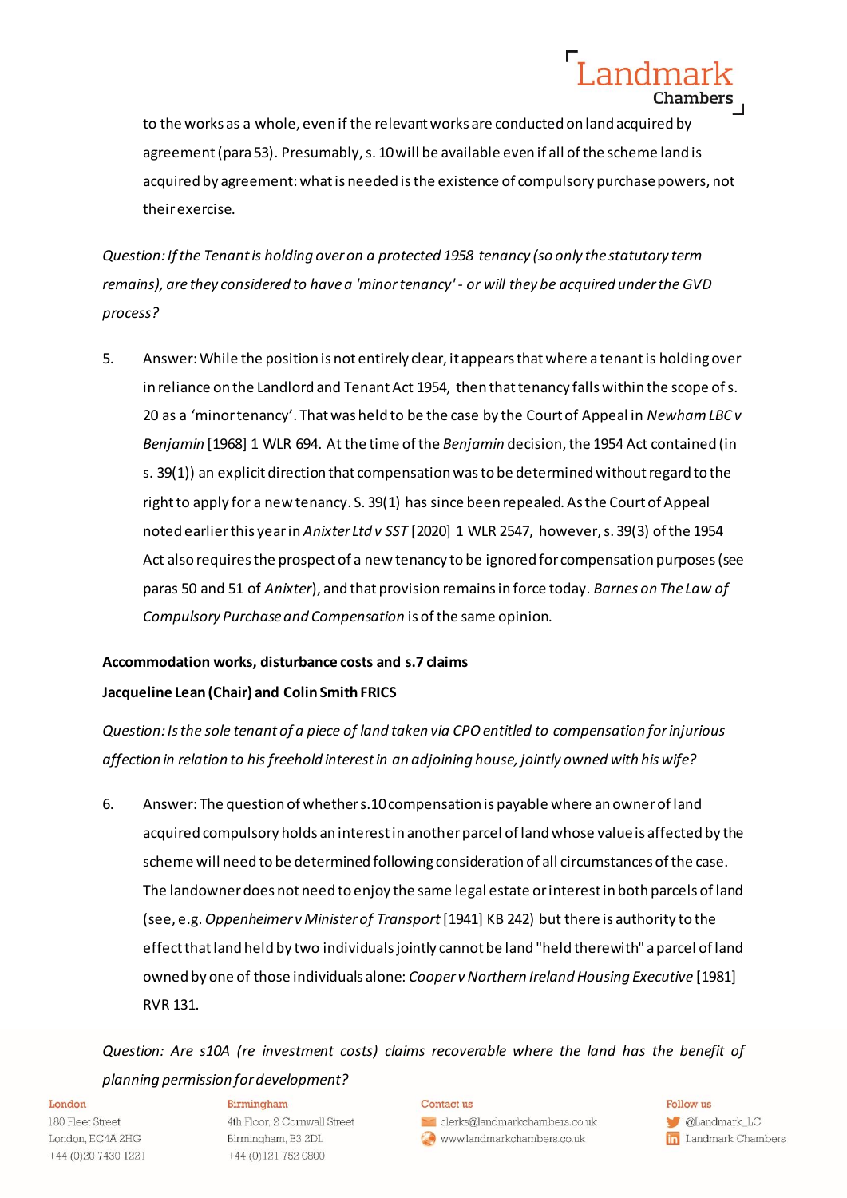to the works as a whole, even if the relevant works are conducted on land acquired by agreement (para 53). Presumably, s. 10 will be available even if all of the scheme land is acquired by agreement: what is needed is the existence of compulsory purchase powers, not their exercise.

*Question: If the Tenant is holding over on a protected 1958 tenancy (so only the statutory term remains), are they considered to have a 'minor tenancy' - or will they be acquired under the GVD process?*

5. Answer: While the position is not entirely clear, it appears that where a tenant is holding over in reliance on the Landlord and Tenant Act 1954, then that tenancy falls within the scope of s. 20 as a 'minor tenancy'. That was held to be the case by the Court of Appeal in *Newham LBC v Benjamin* [1968] 1 WLR 694. At the time of the *Benjamin* decision, the 1954 Act contained (in s. 39(1)) an explicit direction that compensation was to be determined without regard to the right to apply for a new tenancy. S. 39(1) has since been repealed. As the Court of Appeal noted earlier this year in *Anixter Ltd v SST* [2020] 1 WLR 2547, however, s. 39(3) of the 1954 Act also requires the prospect of a new tenancy to be ignored for compensation purposes (see paras 50 and 51 of *Anixter*), and that provision remains in force today. *Barnes on The Law of Compulsory Purchase and Compensation* is of the same opinion.

**Accommodation works, disturbance costs and s.7 claims**

**Jacqueline Lean (Chair) and Colin Smith FRICS**

*Question: Is the sole tenant of a piece of land taken via CPO entitled to compensation for injurious affection in relation to his freehold interest in an adjoining house, jointly owned with his wife?*

6. Answer: The question of whether s.10 compensation is payable where an owner of land acquired compulsory holds an interest in another parcel of land whose value is affected by the scheme will need to be determined following consideration of all circumstances of the case. The landowner does not need to enjoy the same legal estate or interest in both parcels of land (see, e.g. *Oppenheimer v Minister of Transport* [1941] KB 242) but there is authority to the effect that land held by two individuals jointly cannot be land "held therewith" a parcel of land owned by one of those individuals alone: *Cooper v Northern Ireland Housing Executive* [1981] RVR 131.

*Question: Are s10A (re investment costs) claims recoverable where the land has the benefit of planning permission for development?*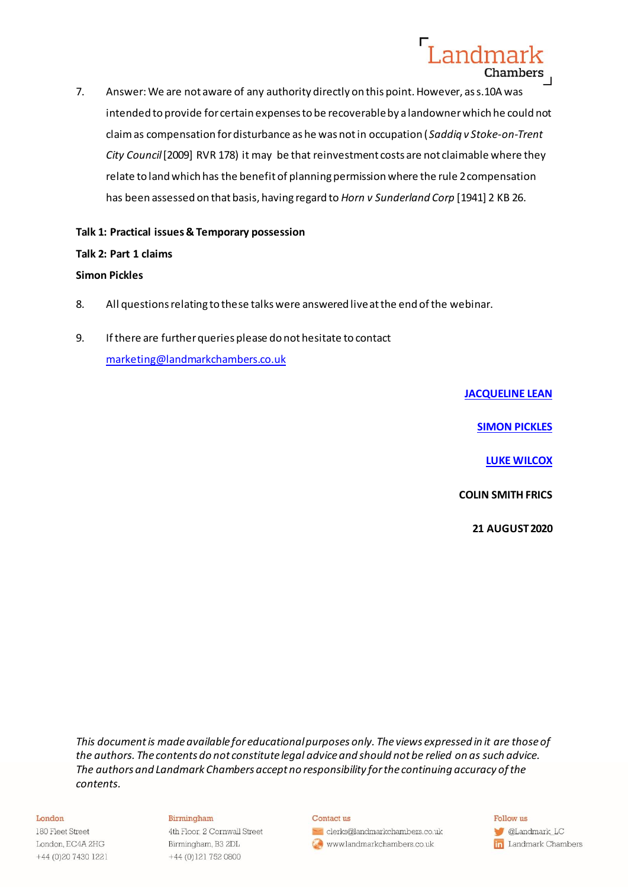7. Answer: We are not aware of any authority directly on this point. However, as s.10A was intended to provide for certain expenses to be recoverable by a landowner which he could not claim as compensation for disturbance as he was not in occupation (*Saddiq v Stoke-on-Trent City Council* [2009] RVR 178) it may be that reinvestment costs are not claimable where they relate to land which has the benefit of planning permission where the rule 2 compensation has been assessed on that basis, having regard to *Horn v Sunderland Corp* [1941] 2 KB 26.

**Talk 1: Practical issues & Temporary possession**

**Talk 2: Part 1 claims**

**Simon Pickles**

8. All questions relating to these talks were answered live at the end of the webinar.

9. If there are further queries please do not hesitate to contact [marketing@landmarkchambers.co.uk](mailto:marketing@landmarkchambers.co.uk)

**JACQUELINE LEAN**

**SIMON PICKLES**

**LUKE WILCOX**

**COLIN SMITH FRICS**

**21 AUGUST 2020**

*This document is made available for educational purposes only. The views expressed in it are those of the authors. The contents do not constitute legal advice and should not be relied on as such advice. The authors and Landmark Chambers accept no responsibility for the continuing accuracy of the contents.*